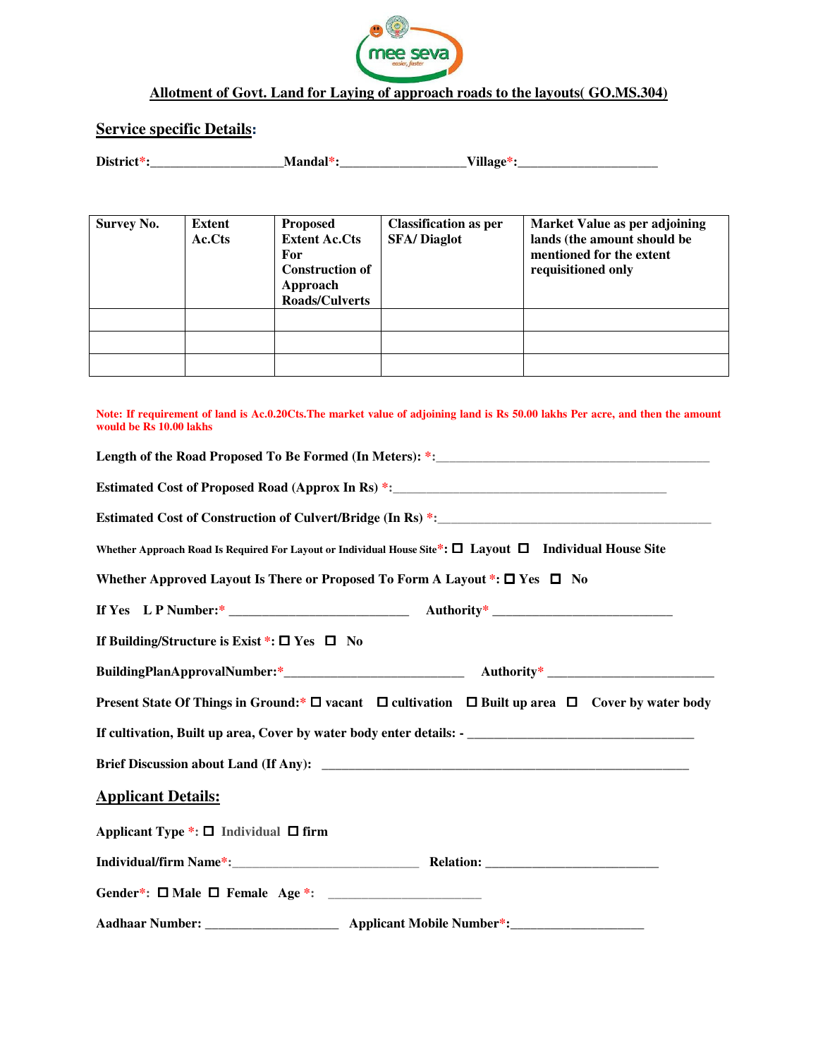**Allotment of Govt. Land for Laying of approach roads to the layouts( GO.MS.304)**

## Service specific Details:

**District*:____________________Mandal*:___________________Village*:_____________________**

| Survey No. | Extent Ac.Cts | Proposed Extent Ac.Cts For Construction of Approach Roads/Culverts | Classification as per SFA/ Diaglot | Market Value as per adjoining lands (the amount should be mentioned for the extent requisitioned only |
|---|---|---|---|---|
| | | | | |
| | | | | |
| | | | | |

**Note: If requirement of land is Ac.0.20Cts.The market value of adjoining land is Rs 50.00 lakhs Per acre, and then the amount would be Rs 10.00 lakhs**

**Length of the Road Proposed To Be Formed (In Meters): *:_________________________________________**

**Estimated Cost of Proposed Road (Approx In Rs) *:________________________________________**

**Estimated Cost of Construction of Culvert/Bridge (In Rs) *:_________________________________________**

**Whether Approach Road Is Required For Layout or Individual House Site*: ☐ Layout ☐ Individual House Site**

**Whether Approved Layout Is There or Proposed To Form A Layout *: ☐ Yes ☐ No**

**If Yes L P Number:* ___________________________ Authority* ___________________________**

**If Building/Structure is Exist *: ☐ Yes ☐ No**

**BuildingPlanApprovalNumber:*___________________________ Authority* _________________________**

**Present State Of Things in Ground:* ☐ vacant ☐ cultivation ☐ Built up area ☐ Cover by water body**

**If cultivation, Built up area, Cover by water body enter details: - __________________________________**

**Brief Discussion about Land (If Any): _______________________________________________________**

## Applicant Details:

**Applicant Type *: ☐ Individual ☐ firm**

**Individual/firm Name*:____________________________ Relation: __________________________**

**Gender*: ☐ Male ☐ Female Age *: _______________________**

**Aadhaar Number: ____________________ Applicant Mobile Number*:____________________**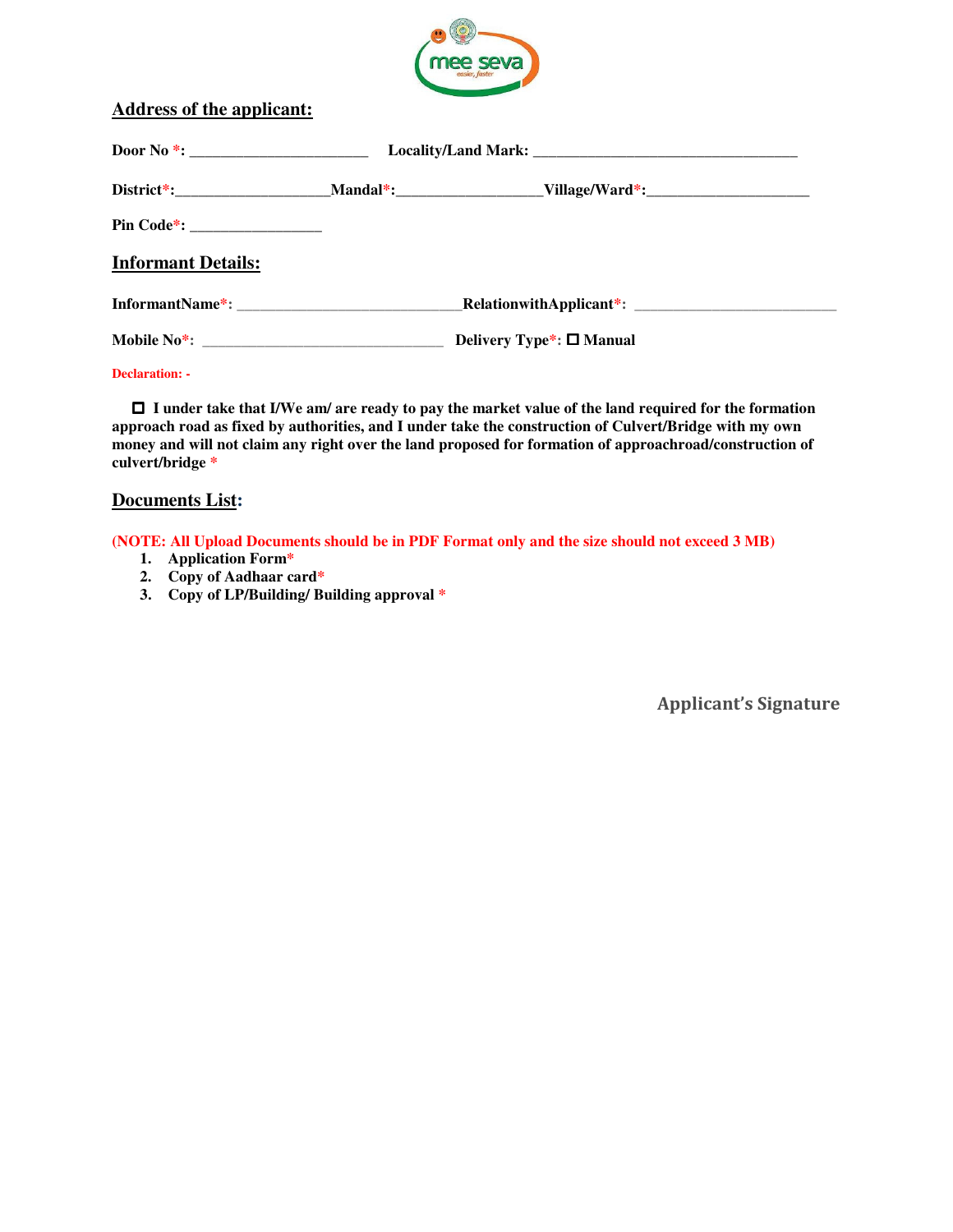## Address of the applicant:

**Door No *:** _______________________ **Locality/Land Mark:** __________________________________

**District*:**____________________**Mandal*:**__________________**Village/Ward*:**_____________________

**Pin Code*:** _________________

## Informant Details:

**InformantName*:** ____________________________**RelationwithApplicant*:** _________________________

**Mobile No*:** ______________________________ **Delivery Type*:** ☐ **Manual**

**Declaration: -**

☐ **I under take that I/We am/ are ready to pay the market value of the land required for the formation approach road as fixed by authorities, and I under take the construction of Culvert/Bridge with my own money and will not claim any right over the land proposed for formation of approachroad/construction of culvert/bridge ***

## Documents List:

**(NOTE: All Upload Documents should be in PDF Format only and the size should not exceed 3 MB)**

1. **Application Form***
2. **Copy of Aadhaar card***
3. **Copy of LP/Building/ Building approval ***

**Applicant's Signature**